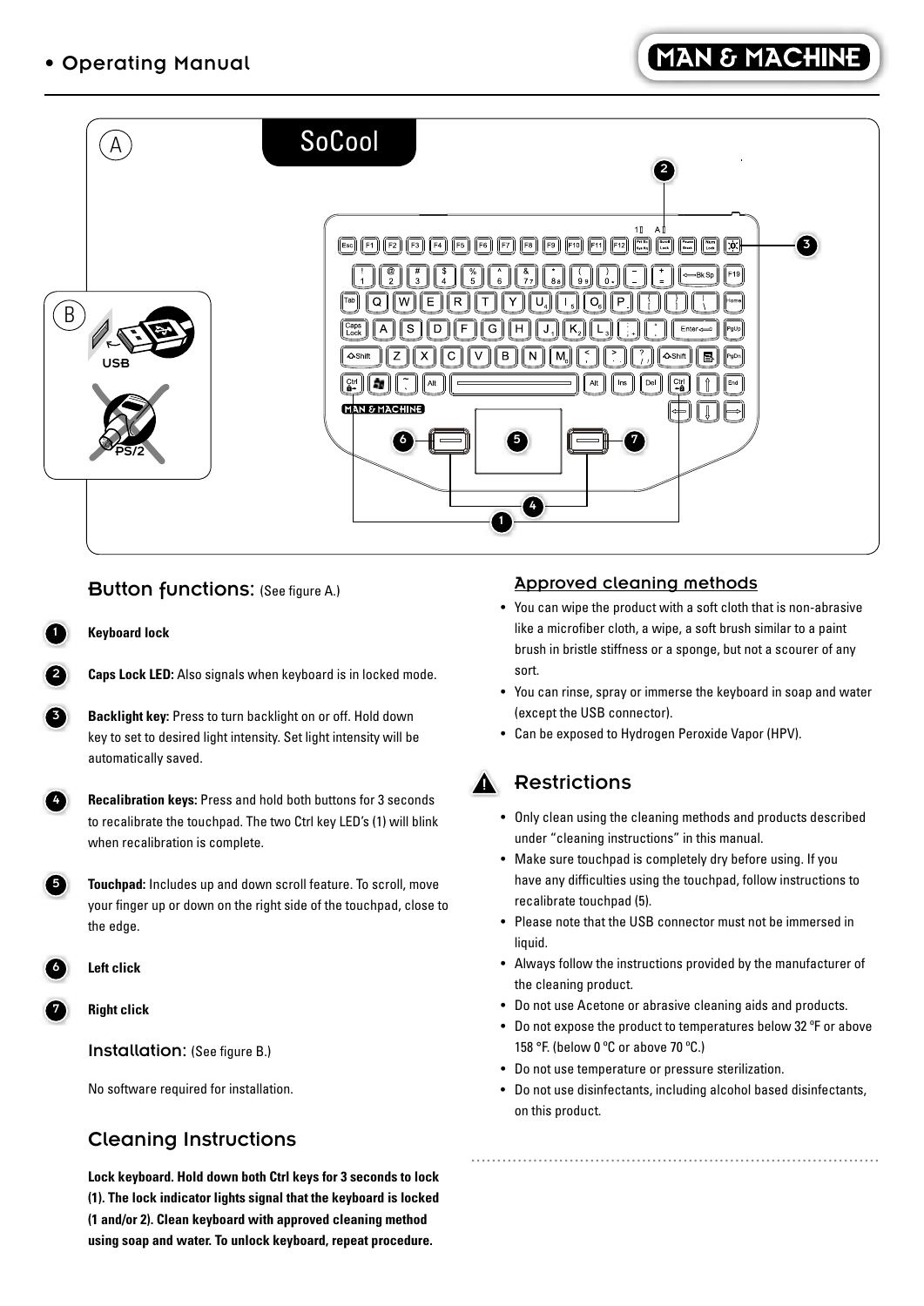• Operating Manual

## Button functions: (See figure A.)

1. **Keyboard lock**
2. **Caps Lock LED:** Also signals when keyboard is in locked mode.
3. **Backlight key:** Press to turn backlight on or off. Hold down key to set to desired light intensity. Set light intensity will be automatically saved.
4. **Recalibration keys:** Press and hold both buttons for 3 seconds to recalibrate the touchpad. The two Ctrl key LED's (1) will blink when recalibration is complete.
5. **Touchpad:** Includes up and down scroll feature. To scroll, move your finger up or down on the right side of the touchpad, close to the edge.
6. **Left click**
7. **Right click**

### Installation: (See figure B.)

No software required for installation.

## Cleaning Instructions

**Lock keyboard. Hold down both Ctrl keys for 3 seconds to lock (1). The lock indicator lights signal that the keyboard is locked (1 and/or 2). Clean keyboard with approved cleaning method using soap and water. To unlock keyboard, repeat procedure.**

### Approved cleaning methods

- You can wipe the product with a soft cloth that is non-abrasive like a microfiber cloth, a wipe, a soft brush similar to a paint brush in bristle stiffness or a sponge, but not a scourer of any sort.
- You can rinse, spray or immerse the keyboard in soap and water (except the USB connector).
- Can be exposed to Hydrogen Peroxide Vapor (HPV).

## Restrictions

- Only clean using the cleaning methods and products described under "cleaning instructions" in this manual.
- Make sure touchpad is completely dry before using. If you have any difficulties using the touchpad, follow instructions to recalibrate touchpad (5).
- Please note that the USB connector must not be immersed in liquid.
- Always follow the instructions provided by the manufacturer of the cleaning product.
- Do not use Acetone or abrasive cleaning aids and products.
- Do not expose the product to temperatures below 32 °F or above 158 °F. (below 0 °C or above 70 °C.)
- Do not use temperature or pressure sterilization.
- Do not use disinfectants, including alcohol based disinfectants, on this product.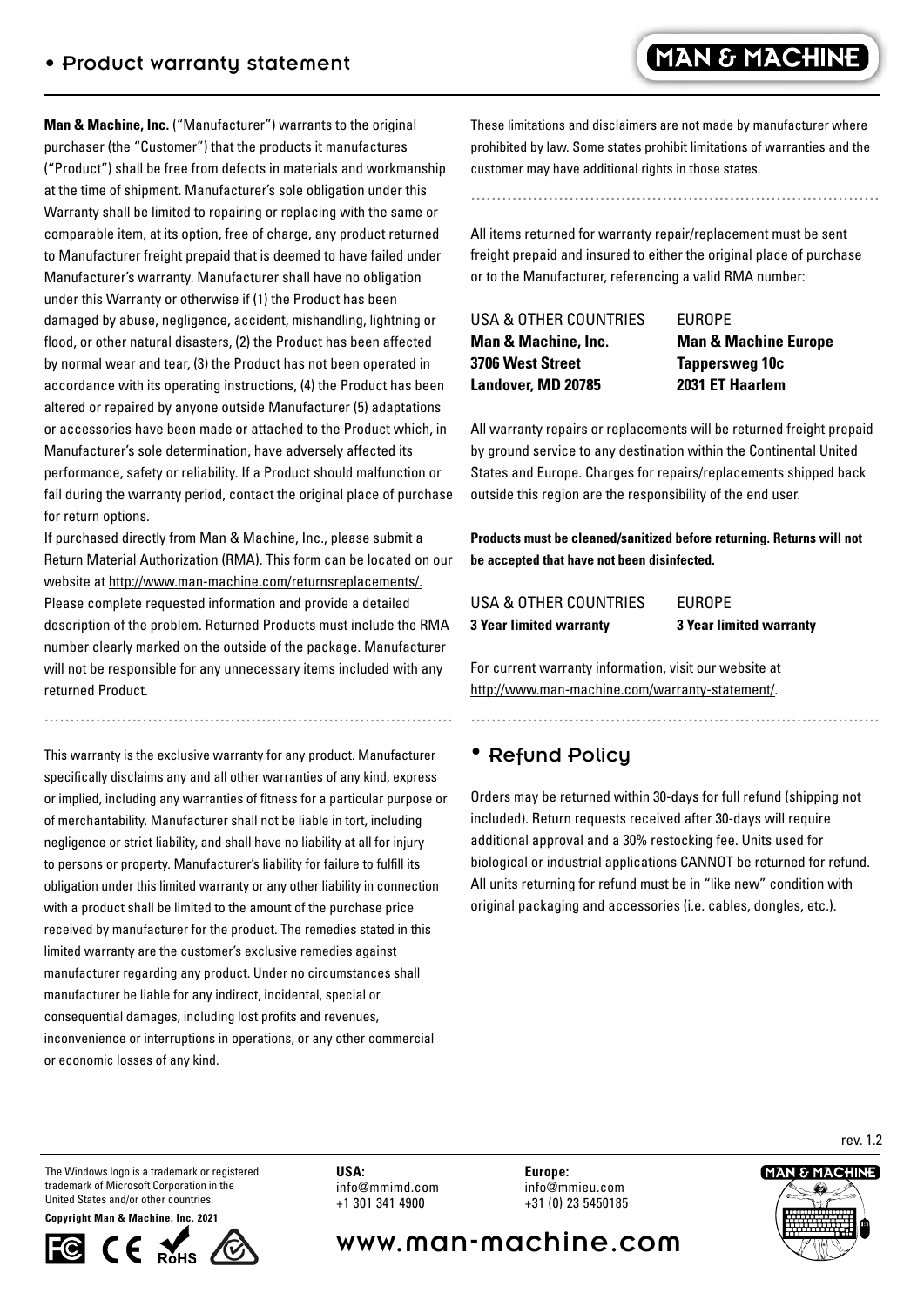## • Product warranty statement

**Man & Machine, Inc.** ("Manufacturer") warrants to the original purchaser (the "Customer") that the products it manufactures ("Product") shall be free from defects in materials and workmanship at the time of shipment. Manufacturer's sole obligation under this Warranty shall be limited to repairing or replacing with the same or comparable item, at its option, free of charge, any product returned to Manufacturer freight prepaid that is deemed to have failed under Manufacturer's warranty. Manufacturer shall have no obligation under this Warranty or otherwise if (1) the Product has been damaged by abuse, negligence, accident, mishandling, lightning or flood, or other natural disasters, (2) the Product has been affected by normal wear and tear, (3) the Product has not been operated in accordance with its operating instructions, (4) the Product has been altered or repaired by anyone outside Manufacturer (5) adaptations or accessories have been made or attached to the Product which, in Manufacturer's sole determination, have adversely affected its performance, safety or reliability. If a Product should malfunction or fail during the warranty period, contact the original place of purchase for return options.

If purchased directly from Man & Machine, Inc., please submit a Return Material Authorization (RMA). This form can be located on our website at http://www.man-machine.com/returnsreplacements/. Please complete requested information and provide a detailed description of the problem. Returned Products must include the RMA number clearly marked on the outside of the package. Manufacturer will not be responsible for any unnecessary items included with any returned Product.

This warranty is the exclusive warranty for any product. Manufacturer specifically disclaims any and all other warranties of any kind, express or implied, including any warranties of fitness for a particular purpose or of merchantability. Manufacturer shall not be liable in tort, including negligence or strict liability, and shall have no liability at all for injury to persons or property. Manufacturer's liability for failure to fulfill its obligation under this limited warranty or any other liability in connection with a product shall be limited to the amount of the purchase price received by manufacturer for the product. The remedies stated in this limited warranty are the customer's exclusive remedies against manufacturer regarding any product. Under no circumstances shall manufacturer be liable for any indirect, incidental, special or consequential damages, including lost profits and revenues, inconvenience or interruptions in operations, or any other commercial or economic losses of any kind.

These limitations and disclaimers are not made by manufacturer where prohibited by law. Some states prohibit limitations of warranties and the customer may have additional rights in those states.

All items returned for warranty repair/replacement must be sent freight prepaid and insured to either the original place of purchase or to the Manufacturer, referencing a valid RMA number:

| USA & OTHER COUNTRIES | EUROPE |
|---|---|
| **Man & Machine, Inc.** | **Man & Machine Europe** |
| **3706 West Street** | **Tappersweg 10c** |
| **Landover, MD 20785** | **2031 ET Haarlem** |

All warranty repairs or replacements will be returned freight prepaid by ground service to any destination within the Continental United States and Europe. Charges for repairs/replacements shipped back outside this region are the responsibility of the end user.

**Products must be cleaned/sanitized before returning. Returns will not be accepted that have not been disinfected.**

| USA & OTHER COUNTRIES | EUROPE |
|---|---|
| **3 Year limited warranty** | **3 Year limited warranty** |

For current warranty information, visit our website at http://www.man-machine.com/warranty-statement/.

## • Refund Policy

Orders may be returned within 30-days for full refund (shipping not included). Return requests received after 30-days will require additional approval and a 30% restocking fee. Units used for biological or industrial applications CANNOT be returned for refund. All units returning for refund must be in "like new" condition with original packaging and accessories (i.e. cables, dongles, etc.).

rev. 1.2

The Windows logo is a trademark or registered trademark of Microsoft Corporation in the United States and/or other countries.

**Copyright Man & Machine, Inc. 2021**

**USA:**
info@mmimd.com
+1 301 341 4900

**Europe:**
info@mmieu.com
+31 (0) 23 5450185

www.man-machine.com